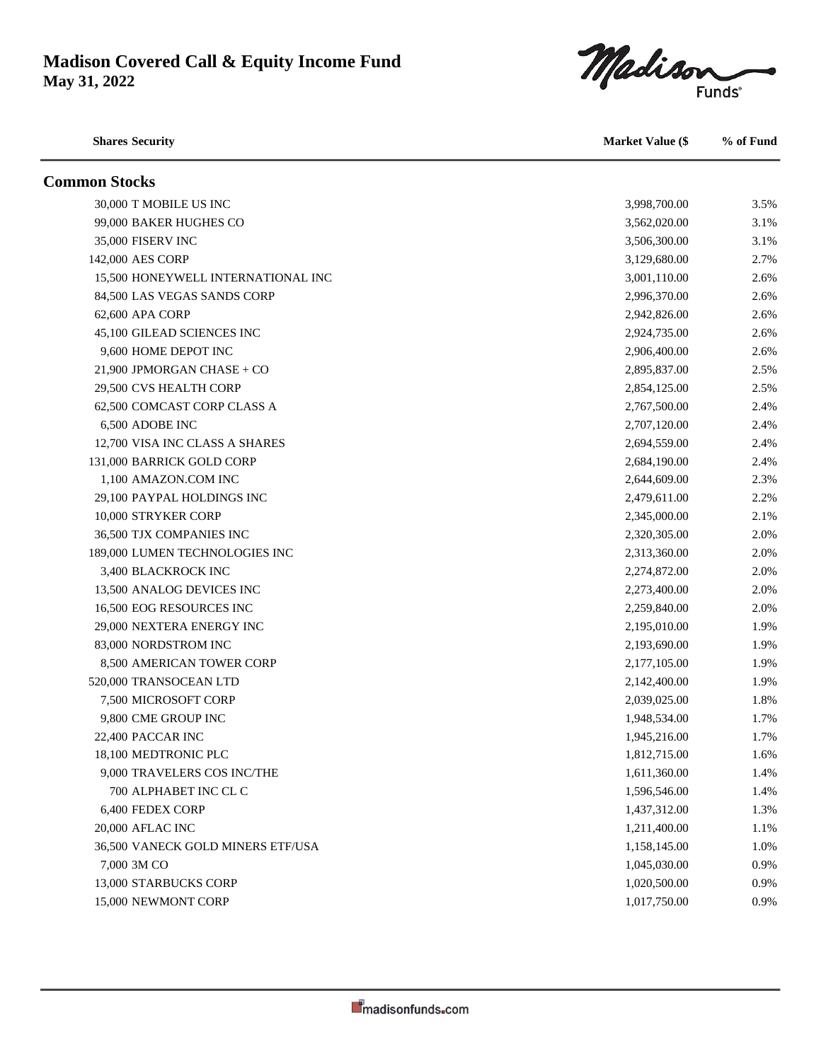# Madison Covered Call & Equity Income Fund

**May 31, 2022**

| Shares | Security | Market Value ($ | % of Fund |
|---|---|---|---|
| **Common Stocks** | | | |
| 30,000 | T MOBILE US INC | 3,998,700.00 | 3.5% |
| 99,000 | BAKER HUGHES CO | 3,562,020.00 | 3.1% |
| 35,000 | FISERV INC | 3,506,300.00 | 3.1% |
| 142,000 | AES CORP | 3,129,680.00 | 2.7% |
| 15,500 | HONEYWELL INTERNATIONAL INC | 3,001,110.00 | 2.6% |
| 84,500 | LAS VEGAS SANDS CORP | 2,996,370.00 | 2.6% |
| 62,600 | APA CORP | 2,942,826.00 | 2.6% |
| 45,100 | GILEAD SCIENCES INC | 2,924,735.00 | 2.6% |
| 9,600 | HOME DEPOT INC | 2,906,400.00 | 2.6% |
| 21,900 | JPMORGAN CHASE + CO | 2,895,837.00 | 2.5% |
| 29,500 | CVS HEALTH CORP | 2,854,125.00 | 2.5% |
| 62,500 | COMCAST CORP CLASS A | 2,767,500.00 | 2.4% |
| 6,500 | ADOBE INC | 2,707,120.00 | 2.4% |
| 12,700 | VISA INC CLASS A SHARES | 2,694,559.00 | 2.4% |
| 131,000 | BARRICK GOLD CORP | 2,684,190.00 | 2.4% |
| 1,100 | AMAZON.COM INC | 2,644,609.00 | 2.3% |
| 29,100 | PAYPAL HOLDINGS INC | 2,479,611.00 | 2.2% |
| 10,000 | STRYKER CORP | 2,345,000.00 | 2.1% |
| 36,500 | TJX COMPANIES INC | 2,320,305.00 | 2.0% |
| 189,000 | LUMEN TECHNOLOGIES INC | 2,313,360.00 | 2.0% |
| 3,400 | BLACKROCK INC | 2,274,872.00 | 2.0% |
| 13,500 | ANALOG DEVICES INC | 2,273,400.00 | 2.0% |
| 16,500 | EOG RESOURCES INC | 2,259,840.00 | 2.0% |
| 29,000 | NEXTERA ENERGY INC | 2,195,010.00 | 1.9% |
| 83,000 | NORDSTROM INC | 2,193,690.00 | 1.9% |
| 8,500 | AMERICAN TOWER CORP | 2,177,105.00 | 1.9% |
| 520,000 | TRANSOCEAN LTD | 2,142,400.00 | 1.9% |
| 7,500 | MICROSOFT CORP | 2,039,025.00 | 1.8% |
| 9,800 | CME GROUP INC | 1,948,534.00 | 1.7% |
| 22,400 | PACCAR INC | 1,945,216.00 | 1.7% |
| 18,100 | MEDTRONIC PLC | 1,812,715.00 | 1.6% |
| 9,000 | TRAVELERS COS INC/THE | 1,611,360.00 | 1.4% |
| 700 | ALPHABET INC CL C | 1,596,546.00 | 1.4% |
| 6,400 | FEDEX CORP | 1,437,312.00 | 1.3% |
| 20,000 | AFLAC INC | 1,211,400.00 | 1.1% |
| 36,500 | VANECK GOLD MINERS ETF/USA | 1,158,145.00 | 1.0% |
| 7,000 | 3M CO | 1,045,030.00 | 0.9% |
| 13,000 | STARBUCKS CORP | 1,020,500.00 | 0.9% |
| 15,000 | NEWMONT CORP | 1,017,750.00 | 0.9% |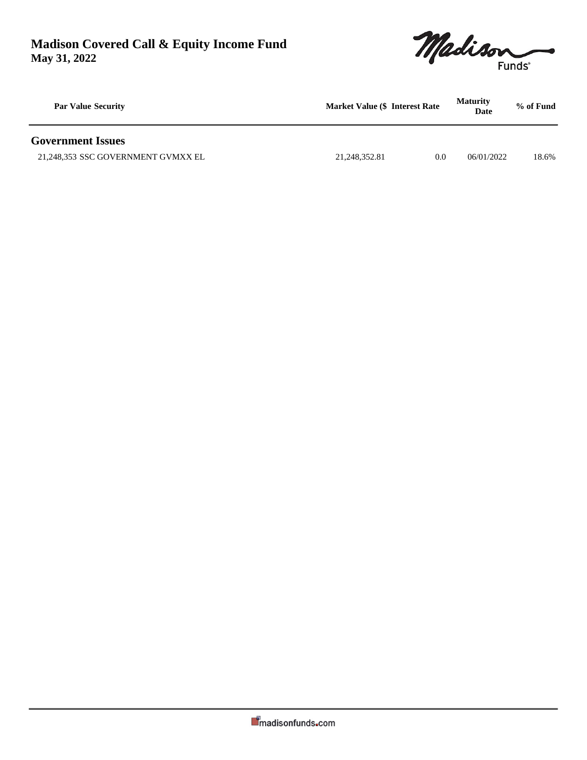# Madison Covered Call & Equity Income Fund
**May 31, 2022**

| Par Value | Security | Market Value ($ | Interest Rate | Maturity Date | % of Fund |
|---|---|---|---|---|---|
| **Government Issues** | | | | | |
| 21,248,353 | SSC GOVERNMENT GVMXX EL | 21,248,352.81 | 0.0 | 06/01/2022 | 18.6% |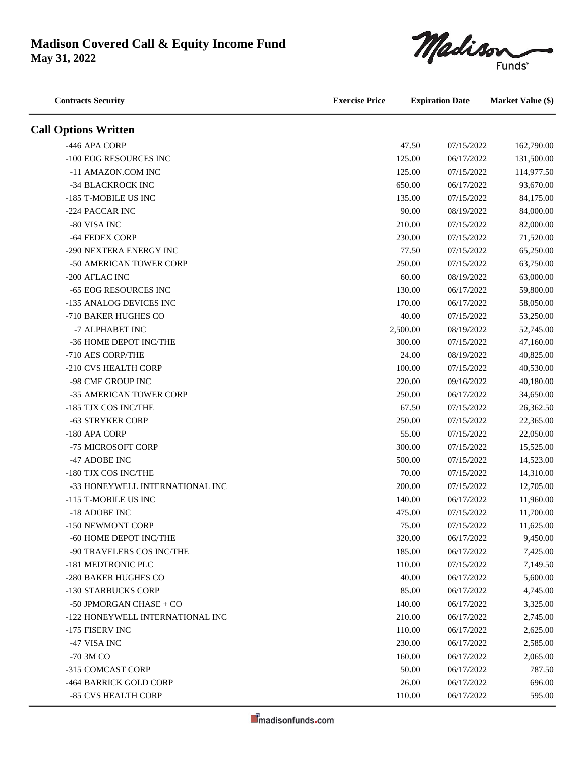**Madison Covered Call & Equity Income Fund**
**May 31, 2022**

| Contracts Security | Exercise Price | Expiration Date | Market Value ($) |
|---|---|---|---|
| **Call Options Written** | | | |
| -446 APA CORP | 47.50 | 07/15/2022 | 162,790.00 |
| -100 EOG RESOURCES INC | 125.00 | 06/17/2022 | 131,500.00 |
| -11 AMAZON.COM INC | 125.00 | 07/15/2022 | 114,977.50 |
| -34 BLACKROCK INC | 650.00 | 06/17/2022 | 93,670.00 |
| -185 T-MOBILE US INC | 135.00 | 07/15/2022 | 84,175.00 |
| -224 PACCAR INC | 90.00 | 08/19/2022 | 84,000.00 |
| -80 VISA INC | 210.00 | 07/15/2022 | 82,000.00 |
| -64 FEDEX CORP | 230.00 | 07/15/2022 | 71,520.00 |
| -290 NEXTERA ENERGY INC | 77.50 | 07/15/2022 | 65,250.00 |
| -50 AMERICAN TOWER CORP | 250.00 | 07/15/2022 | 63,750.00 |
| -200 AFLAC INC | 60.00 | 08/19/2022 | 63,000.00 |
| -65 EOG RESOURCES INC | 130.00 | 06/17/2022 | 59,800.00 |
| -135 ANALOG DEVICES INC | 170.00 | 06/17/2022 | 58,050.00 |
| -710 BAKER HUGHES CO | 40.00 | 07/15/2022 | 53,250.00 |
| -7 ALPHABET INC | 2,500.00 | 08/19/2022 | 52,745.00 |
| -36 HOME DEPOT INC/THE | 300.00 | 07/15/2022 | 47,160.00 |
| -710 AES CORP/THE | 24.00 | 08/19/2022 | 40,825.00 |
| -210 CVS HEALTH CORP | 100.00 | 07/15/2022 | 40,530.00 |
| -98 CME GROUP INC | 220.00 | 09/16/2022 | 40,180.00 |
| -35 AMERICAN TOWER CORP | 250.00 | 06/17/2022 | 34,650.00 |
| -185 TJX COS INC/THE | 67.50 | 07/15/2022 | 26,362.50 |
| -63 STRYKER CORP | 250.00 | 07/15/2022 | 22,365.00 |
| -180 APA CORP | 55.00 | 07/15/2022 | 22,050.00 |
| -75 MICROSOFT CORP | 300.00 | 07/15/2022 | 15,525.00 |
| -47 ADOBE INC | 500.00 | 07/15/2022 | 14,523.00 |
| -180 TJX COS INC/THE | 70.00 | 07/15/2022 | 14,310.00 |
| -33 HONEYWELL INTERNATIONAL INC | 200.00 | 07/15/2022 | 12,705.00 |
| -115 T-MOBILE US INC | 140.00 | 06/17/2022 | 11,960.00 |
| -18 ADOBE INC | 475.00 | 07/15/2022 | 11,700.00 |
| -150 NEWMONT CORP | 75.00 | 07/15/2022 | 11,625.00 |
| -60 HOME DEPOT INC/THE | 320.00 | 06/17/2022 | 9,450.00 |
| -90 TRAVELERS COS INC/THE | 185.00 | 06/17/2022 | 7,425.00 |
| -181 MEDTRONIC PLC | 110.00 | 07/15/2022 | 7,149.50 |
| -280 BAKER HUGHES CO | 40.00 | 06/17/2022 | 5,600.00 |
| -130 STARBUCKS CORP | 85.00 | 06/17/2022 | 4,745.00 |
| -50 JPMORGAN CHASE + CO | 140.00 | 06/17/2022 | 3,325.00 |
| -122 HONEYWELL INTERNATIONAL INC | 210.00 | 06/17/2022 | 2,745.00 |
| -175 FISERV INC | 110.00 | 06/17/2022 | 2,625.00 |
| -47 VISA INC | 230.00 | 06/17/2022 | 2,585.00 |
| -70 3M CO | 160.00 | 06/17/2022 | 2,065.00 |
| -315 COMCAST CORP | 50.00 | 06/17/2022 | 787.50 |
| -464 BARRICK GOLD CORP | 26.00 | 06/17/2022 | 696.00 |
| -85 CVS HEALTH CORP | 110.00 | 06/17/2022 | 595.00 |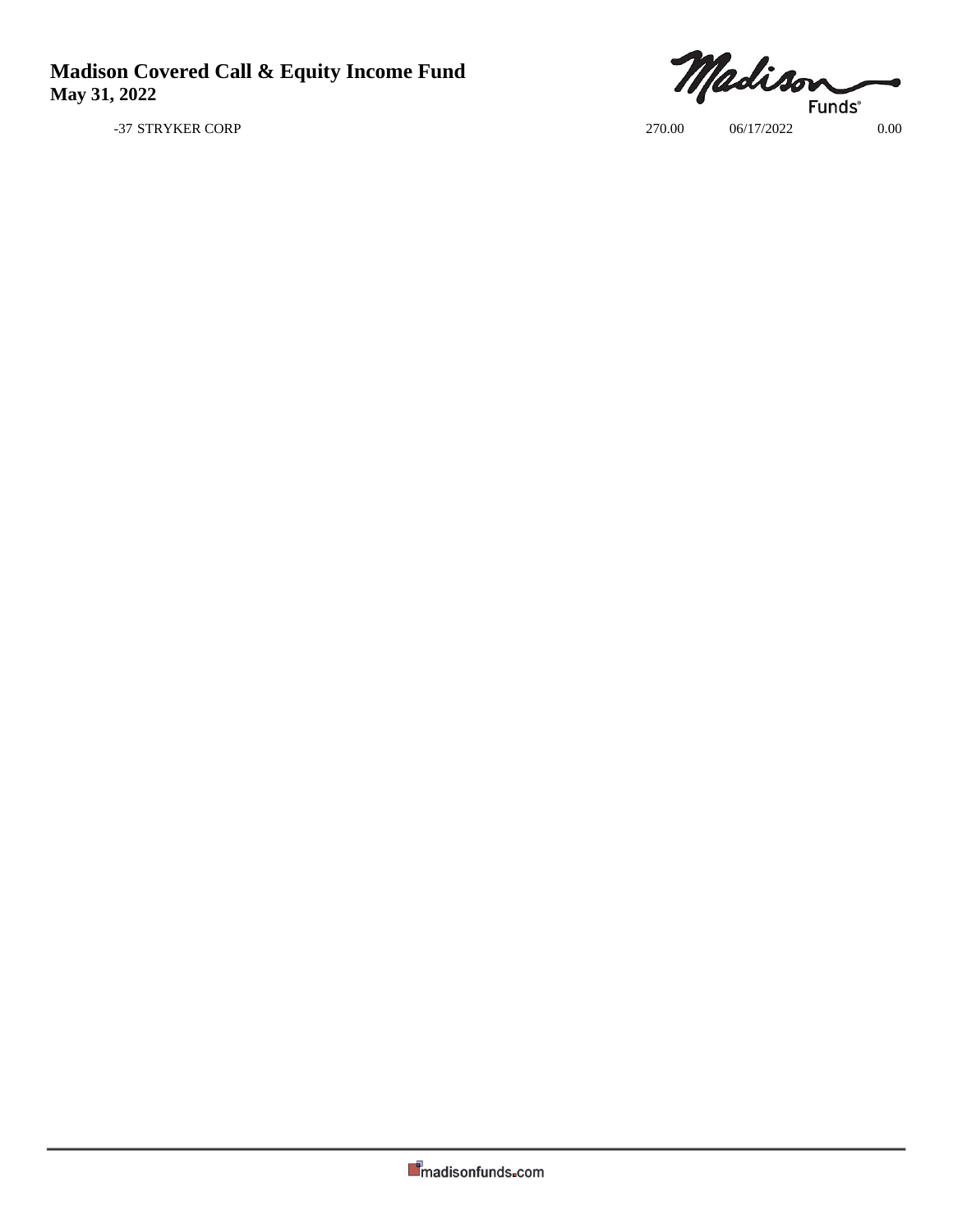-37 STRYKER CORP | 270.00 | 06/17/2022 | 0.00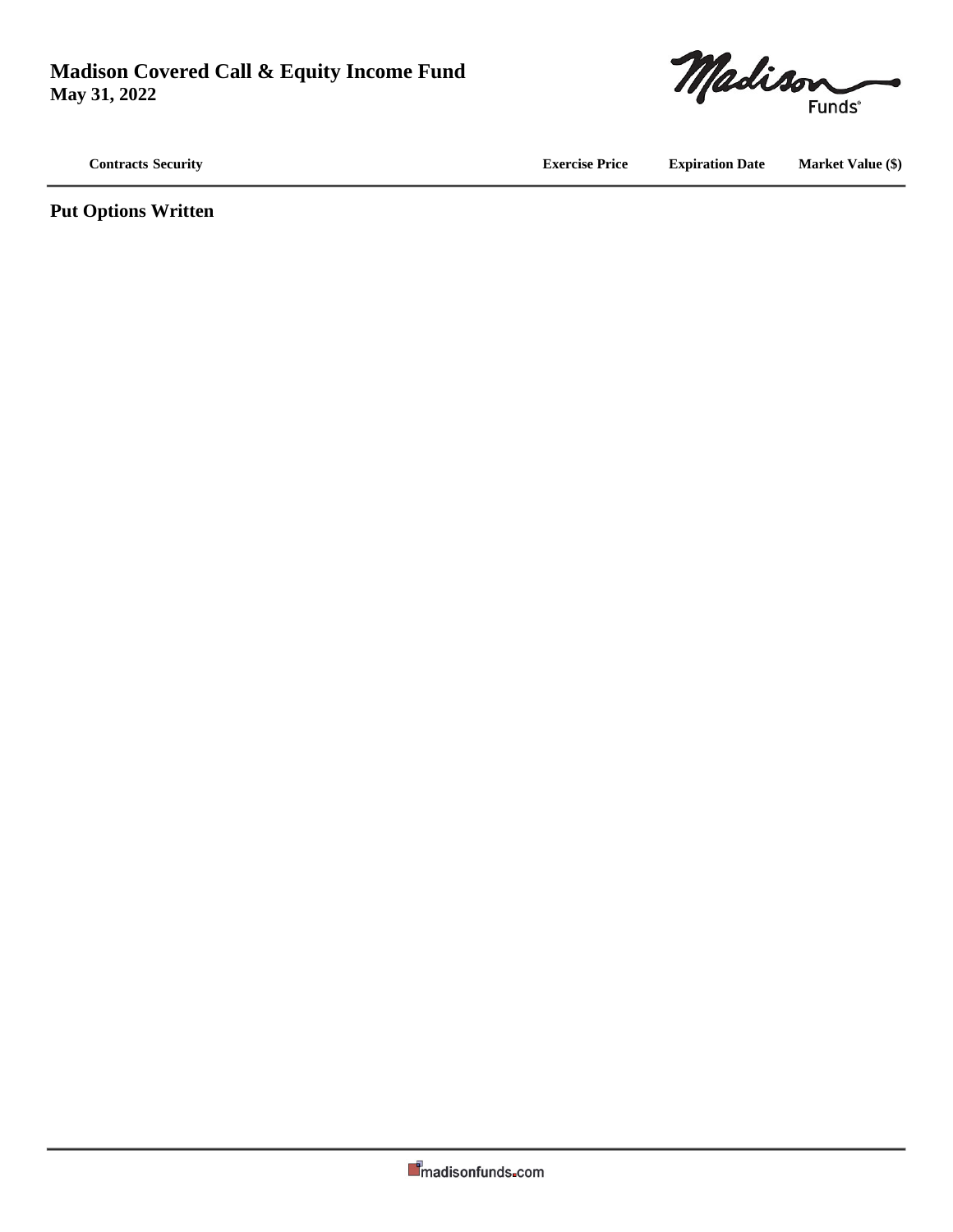| Contracts Security | Exercise Price | Expiration Date | Market Value ($) |
|---|---|---|---|

**Put Options Written**